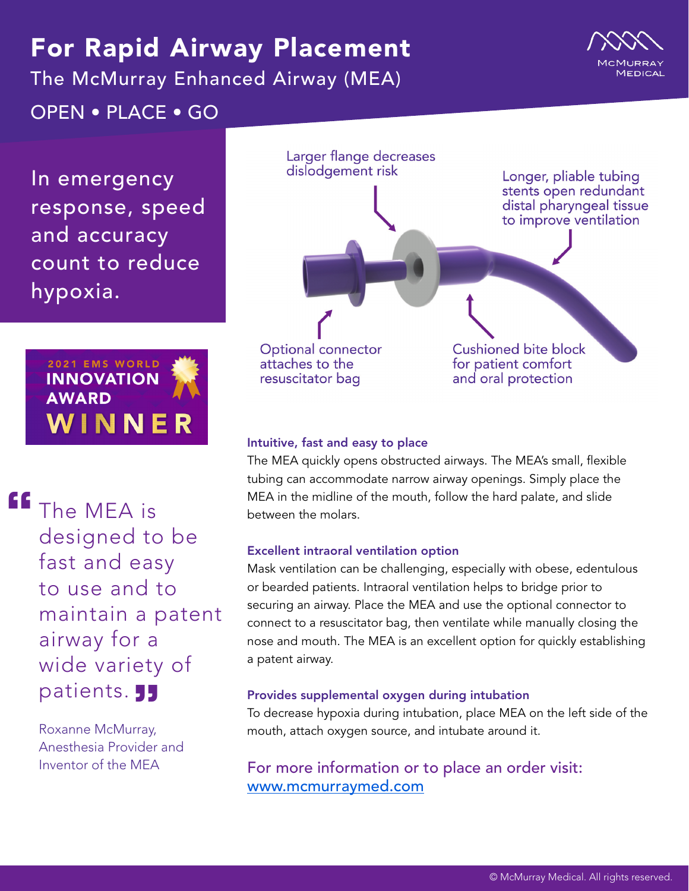# For Rapid Airway Placement

The McMurray Enhanced Airway (MEA)

OPEN • PLACE • GO

McMurray Medical

In emergency response, speed and accuracy count to reduce hypoxia.

Larger flange decreases dislodgement risk

Longer, pliable tubing stents open redundant distal pharyngeal tissue to improve ventilation

Optional connector attaches to the resuscitator bag

Cushioned bite block for patient comfort and oral protection

2021 EMS WORLD INNOVATION AWARD WINNER

> "The MEA is designed to be fast and easy to use and to maintain a patent airway for a wide variety of patients."
>
> Roxanne McMurray, Anesthesia Provider and Inventor of the MEA

**Intuitive, fast and easy to place**

The MEA quickly opens obstructed airways. The MEA's small, flexible tubing can accommodate narrow airway openings. Simply place the MEA in the midline of the mouth, follow the hard palate, and slide between the molars.

**Excellent intraoral ventilation option**

Mask ventilation can be challenging, especially with obese, edentulous or bearded patients. Intraoral ventilation helps to bridge prior to securing an airway. Place the MEA and use the optional connector to connect to a resuscitator bag, then ventilate while manually closing the nose and mouth. The MEA is an excellent option for quickly establishing a patent airway.

**Provides supplemental oxygen during intubation**

To decrease hypoxia during intubation, place MEA on the left side of the mouth, attach oxygen source, and intubate around it.

For more information or to place an order visit: [www.mcmurraymed.com](http://www.mcmurraymed.com)

© McMurray Medical. All rights reserved.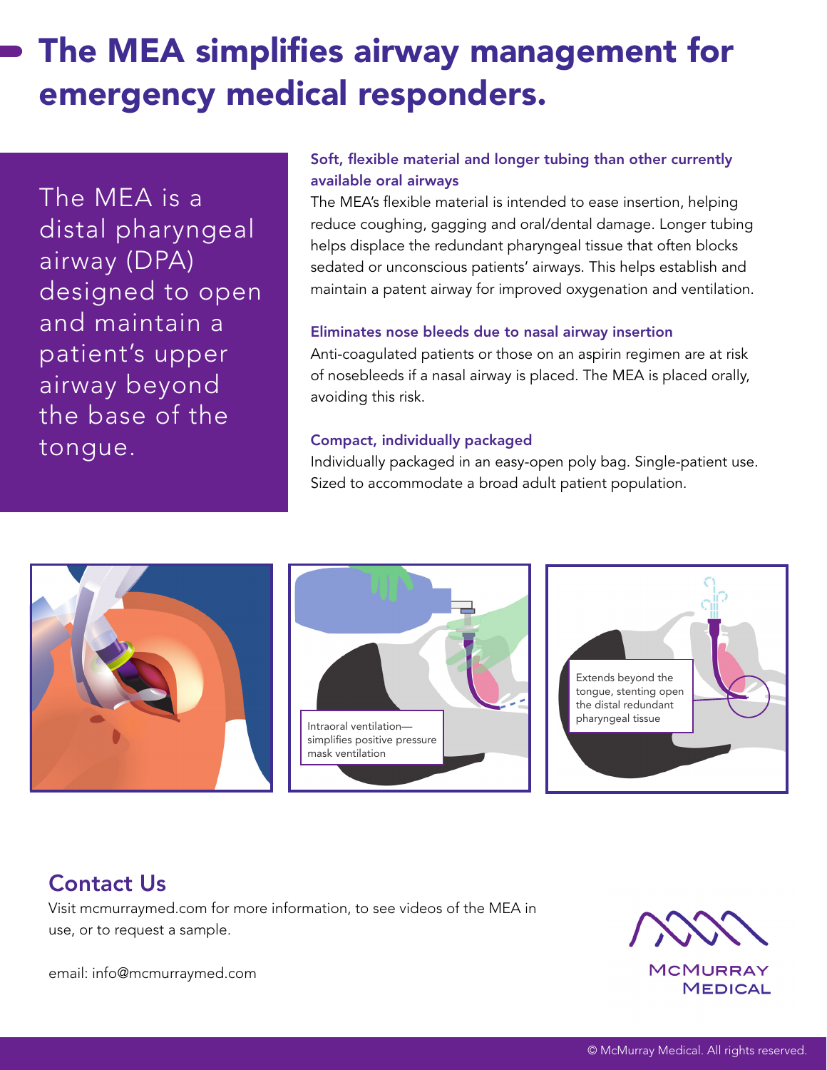# The MEA simplifies airway management for emergency medical responders.

The MEA is a distal pharyngeal airway (DPA) designed to open and maintain a patient's upper airway beyond the base of the tongue.

### Soft, flexible material and longer tubing than other currently available oral airways

The MEA's flexible material is intended to ease insertion, helping reduce coughing, gagging and oral/dental damage. Longer tubing helps displace the redundant pharyngeal tissue that often blocks sedated or unconscious patients' airways. This helps establish and maintain a patent airway for improved oxygenation and ventilation.

### Eliminates nose bleeds due to nasal airway insertion

Anti-coagulated patients or those on an aspirin regimen are at risk of nosebleeds if a nasal airway is placed. The MEA is placed orally, avoiding this risk.

### Compact, individually packaged

Individually packaged in an easy-open poly bag. Single-patient use. Sized to accommodate a broad adult patient population.

Intraoral ventilation—simplifies positive pressure mask ventilation

Extends beyond the tongue, stenting open the distal redundant pharyngeal tissue

## Contact Us

Visit mcmurraymed.com for more information, to see videos of the MEA in use, or to request a sample.

email: info@mcmurraymed.com

McMurray Medical

© McMurray Medical. All rights reserved.